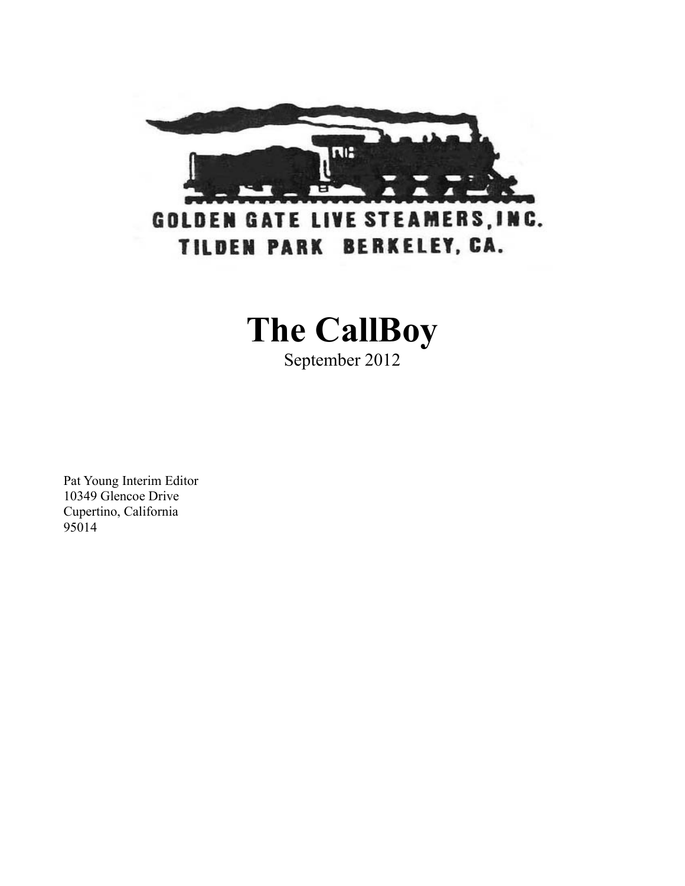GOLDEN GATE LIVE STEAMERS, INC.
TILDEN PARK BERKELEY, CA.

# The CallBoy

September 2012

Pat Young Interim Editor
10349 Glencoe Drive
Cupertino, California
95014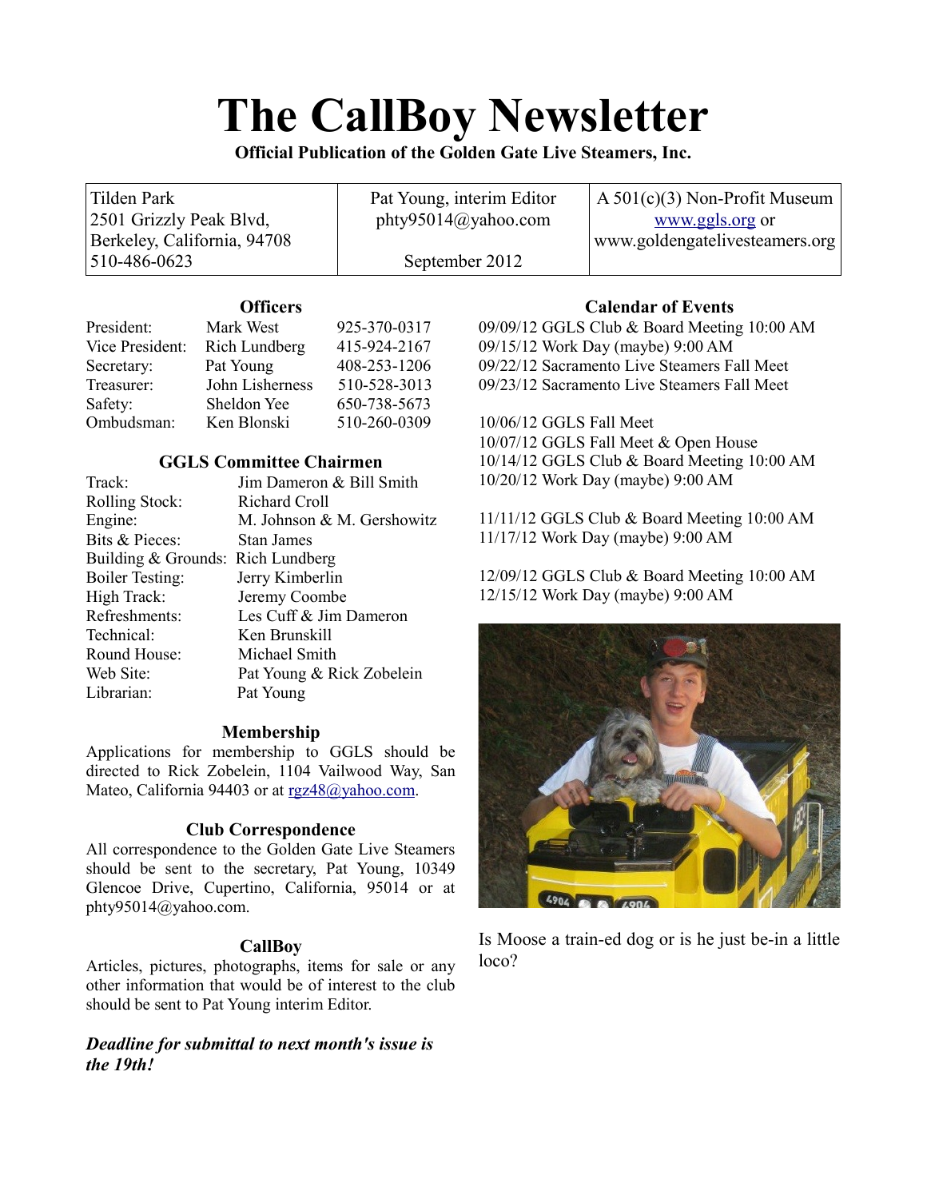# The CallBoy Newsletter

**Official Publication of the Golden Gate Live Steamers, Inc.**

| Tilden Park<br>2501 Grizzly Peak Blvd,<br>Berkeley, California, 94708<br>510-486-0623 | Pat Young, interim Editor<br>phty95014@yahoo.com<br><br>September 2012 | A 501(c)(3) Non-Profit Museum<br>www.ggls.org or<br>www.goldengatelivesteamers.org |
|---|---|---|

### Officers

| | | |
|---|---|---|
| President: | Mark West | 925-370-0317 |
| Vice President: | Rich Lundberg | 415-924-2167 |
| Secretary: | Pat Young | 408-253-1206 |
| Treasurer: | John Lisherness | 510-528-3013 |
| Safety: | Sheldon Yee | 650-738-5673 |
| Ombudsman: | Ken Blonski | 510-260-0309 |

### GGLS Committee Chairmen

| | |
|---|---|
| Track: | Jim Dameron & Bill Smith |
| Rolling Stock: | Richard Croll |
| Engine: | M. Johnson & M. Gershowitz |
| Bits & Pieces: | Stan James |
| Building & Grounds: | Rich Lundberg |
| Boiler Testing: | Jerry Kimberlin |
| High Track: | Jeremy Coombe |
| Refreshments: | Les Cuff & Jim Dameron |
| Technical: | Ken Brunskill |
| Round House: | Michael Smith |
| Web Site: | Pat Young & Rick Zobelein |
| Librarian: | Pat Young |

### Membership

Applications for membership to GGLS should be directed to Rick Zobelein, 1104 Vailwood Way, San Mateo, California 94403 or at rgz48@yahoo.com.

### Club Correspondence

All correspondence to the Golden Gate Live Steamers should be sent to the secretary, Pat Young, 10349 Glencoe Drive, Cupertino, California, 95014 or at phty95014@yahoo.com.

### CallBoy

Articles, pictures, photographs, items for sale or any other information that would be of interest to the club should be sent to Pat Young interim Editor.

***Deadline for submittal to next month's issue is the 19th!***

### Calendar of Events

09/09/12 GGLS Club & Board Meeting 10:00 AM
09/15/12 Work Day (maybe) 9:00 AM
09/22/12 Sacramento Live Steamers Fall Meet
09/23/12 Sacramento Live Steamers Fall Meet

10/06/12 GGLS Fall Meet
10/07/12 GGLS Fall Meet & Open House
10/14/12 GGLS Club & Board Meeting 10:00 AM
10/20/12 Work Day (maybe) 9:00 AM

11/11/12 GGLS Club & Board Meeting 10:00 AM
11/17/12 Work Day (maybe) 9:00 AM

12/09/12 GGLS Club & Board Meeting 10:00 AM
12/15/12 Work Day (maybe) 9:00 AM

Is Moose a train-ed dog or is he just be-in a little loco?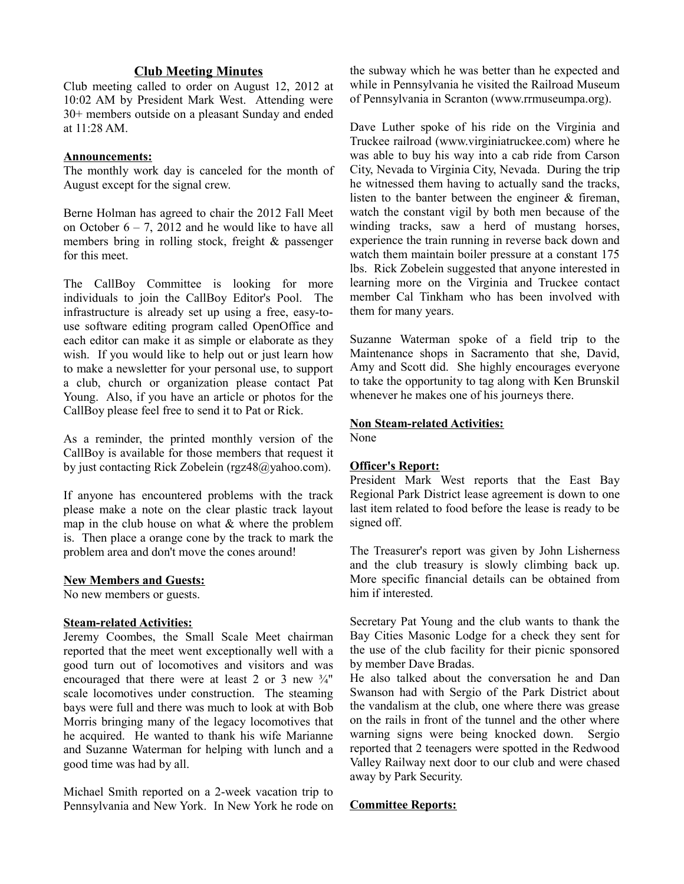## Club Meeting Minutes

Club meeting called to order on August 12, 2012 at 10:02 AM by President Mark West. Attending were 30+ members outside on a pleasant Sunday and ended at 11:28 AM.

**Announcements:**

The monthly work day is canceled for the month of August except for the signal crew.

Berne Holman has agreed to chair the 2012 Fall Meet on October 6 – 7, 2012 and he would like to have all members bring in rolling stock, freight & passenger for this meet.

The CallBoy Committee is looking for more individuals to join the CallBoy Editor's Pool. The infrastructure is already set up using a free, easy-to-use software editing program called OpenOffice and each editor can make it as simple or elaborate as they wish. If you would like to help out or just learn how to make a newsletter for your personal use, to support a club, church or organization please contact Pat Young. Also, if you have an article or photos for the CallBoy please feel free to send it to Pat or Rick.

As a reminder, the printed monthly version of the CallBoy is available for those members that request it by just contacting Rick Zobelein (rgz48@yahoo.com).

If anyone has encountered problems with the track please make a note on the clear plastic track layout map in the club house on what & where the problem is. Then place a orange cone by the track to mark the problem area and don't move the cones around!

**New Members and Guests:**

No new members or guests.

**Steam-related Activities:**

Jeremy Coombes, the Small Scale Meet chairman reported that the meet went exceptionally well with a good turn out of locomotives and visitors and was encouraged that there were at least 2 or 3 new ¾" scale locomotives under construction. The steaming bays were full and there was much to look at with Bob Morris bringing many of the legacy locomotives that he acquired. He wanted to thank his wife Marianne and Suzanne Waterman for helping with lunch and a good time was had by all.

Michael Smith reported on a 2-week vacation trip to Pennsylvania and New York. In New York he rode on the subway which he was better than he expected and while in Pennsylvania he visited the Railroad Museum of Pennsylvania in Scranton (www.rrmuseumpa.org).

Dave Luther spoke of his ride on the Virginia and Truckee railroad (www.virginiatruckee.com) where he was able to buy his way into a cab ride from Carson City, Nevada to Virginia City, Nevada. During the trip he witnessed them having to actually sand the tracks, listen to the banter between the engineer & fireman, watch the constant vigil by both men because of the winding tracks, saw a herd of mustang horses, experience the train running in reverse back down and watch them maintain boiler pressure at a constant 175 lbs. Rick Zobelein suggested that anyone interested in learning more on the Virginia and Truckee contact member Cal Tinkham who has been involved with them for many years.

Suzanne Waterman spoke of a field trip to the Maintenance shops in Sacramento that she, David, Amy and Scott did. She highly encourages everyone to take the opportunity to tag along with Ken Brunskil whenever he makes one of his journeys there.

**Non Steam-related Activities:**

None

**Officer's Report:**

President Mark West reports that the East Bay Regional Park District lease agreement is down to one last item related to food before the lease is ready to be signed off.

The Treasurer's report was given by John Lisherness and the club treasury is slowly climbing back up. More specific financial details can be obtained from him if interested.

Secretary Pat Young and the club wants to thank the Bay Cities Masonic Lodge for a check they sent for the use of the club facility for their picnic sponsored by member Dave Bradas.

He also talked about the conversation he and Dan Swanson had with Sergio of the Park District about the vandalism at the club, one where there was grease on the rails in front of the tunnel and the other where warning signs were being knocked down. Sergio reported that 2 teenagers were spotted in the Redwood Valley Railway next door to our club and were chased away by Park Security.

**Committee Reports:**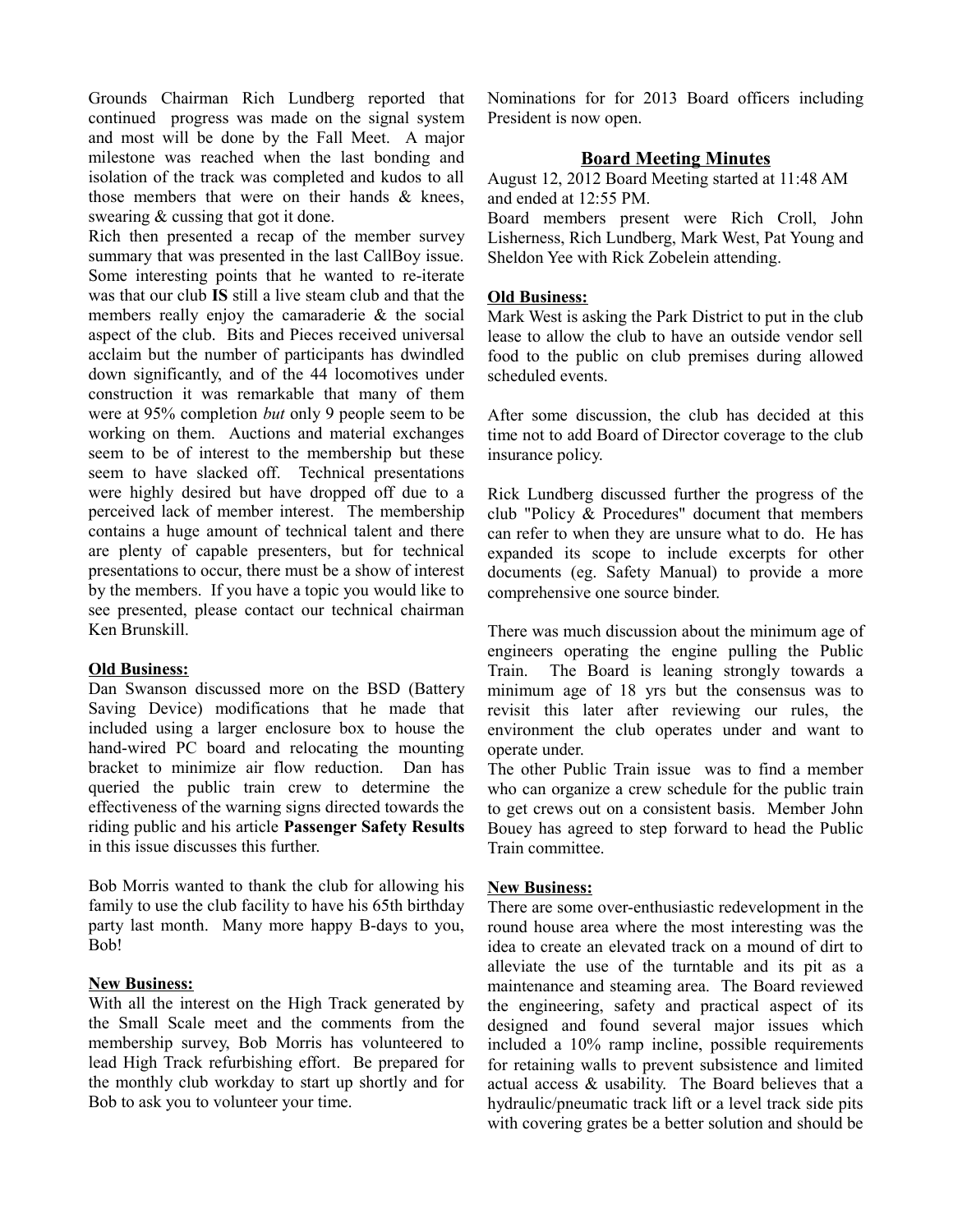Grounds Chairman Rich Lundberg reported that continued progress was made on the signal system and most will be done by the Fall Meet. A major milestone was reached when the last bonding and isolation of the track was completed and kudos to all those members that were on their hands & knees, swearing & cussing that got it done.

Rich then presented a recap of the member survey summary that was presented in the last CallBoy issue. Some interesting points that he wanted to re-iterate was that our club **IS** still a live steam club and that the members really enjoy the camaraderie & the social aspect of the club. Bits and Pieces received universal acclaim but the number of participants has dwindled down significantly, and of the 44 locomotives under construction it was remarkable that many of them were at 95% completion *but* only 9 people seem to be working on them. Auctions and material exchanges seem to be of interest to the membership but these seem to have slacked off. Technical presentations were highly desired but have dropped off due to a perceived lack of member interest. The membership contains a huge amount of technical talent and there are plenty of capable presenters, but for technical presentations to occur, there must be a show of interest by the members. If you have a topic you would like to see presented, please contact our technical chairman Ken Brunskill.

**Old Business:**

Dan Swanson discussed more on the BSD (Battery Saving Device) modifications that he made that included using a larger enclosure box to house the hand-wired PC board and relocating the mounting bracket to minimize air flow reduction. Dan has queried the public train crew to determine the effectiveness of the warning signs directed towards the riding public and his article **Passenger Safety Results** in this issue discusses this further.

Bob Morris wanted to thank the club for allowing his family to use the club facility to have his 65th birthday party last month. Many more happy B-days to you, Bob!

**New Business:**

With all the interest on the High Track generated by the Small Scale meet and the comments from the membership survey, Bob Morris has volunteered to lead High Track refurbishing effort. Be prepared for the monthly club workday to start up shortly and for Bob to ask you to volunteer your time.

Nominations for for 2013 Board officers including President is now open.

## Board Meeting Minutes

August 12, 2012 Board Meeting started at 11:48 AM and ended at 12:55 PM.

Board members present were Rich Croll, John Lisherness, Rich Lundberg, Mark West, Pat Young and Sheldon Yee with Rick Zobelein attending.

**Old Business:**

Mark West is asking the Park District to put in the club lease to allow the club to have an outside vendor sell food to the public on club premises during allowed scheduled events.

After some discussion, the club has decided at this time not to add Board of Director coverage to the club insurance policy.

Rick Lundberg discussed further the progress of the club "Policy & Procedures" document that members can refer to when they are unsure what to do. He has expanded its scope to include excerpts for other documents (eg. Safety Manual) to provide a more comprehensive one source binder.

There was much discussion about the minimum age of engineers operating the engine pulling the Public Train. The Board is leaning strongly towards a minimum age of 18 yrs but the consensus was to revisit this later after reviewing our rules, the environment the club operates under and want to operate under.

The other Public Train issue was to find a member who can organize a crew schedule for the public train to get crews out on a consistent basis. Member John Bouey has agreed to step forward to head the Public Train committee.

**New Business:**

There are some over-enthusiastic redevelopment in the round house area where the most interesting was the idea to create an elevated track on a mound of dirt to alleviate the use of the turntable and its pit as a maintenance and steaming area. The Board reviewed the engineering, safety and practical aspect of its designed and found several major issues which included a 10% ramp incline, possible requirements for retaining walls to prevent subsistence and limited actual access & usability. The Board believes that a hydraulic/pneumatic track lift or a level track side pits with covering grates be a better solution and should be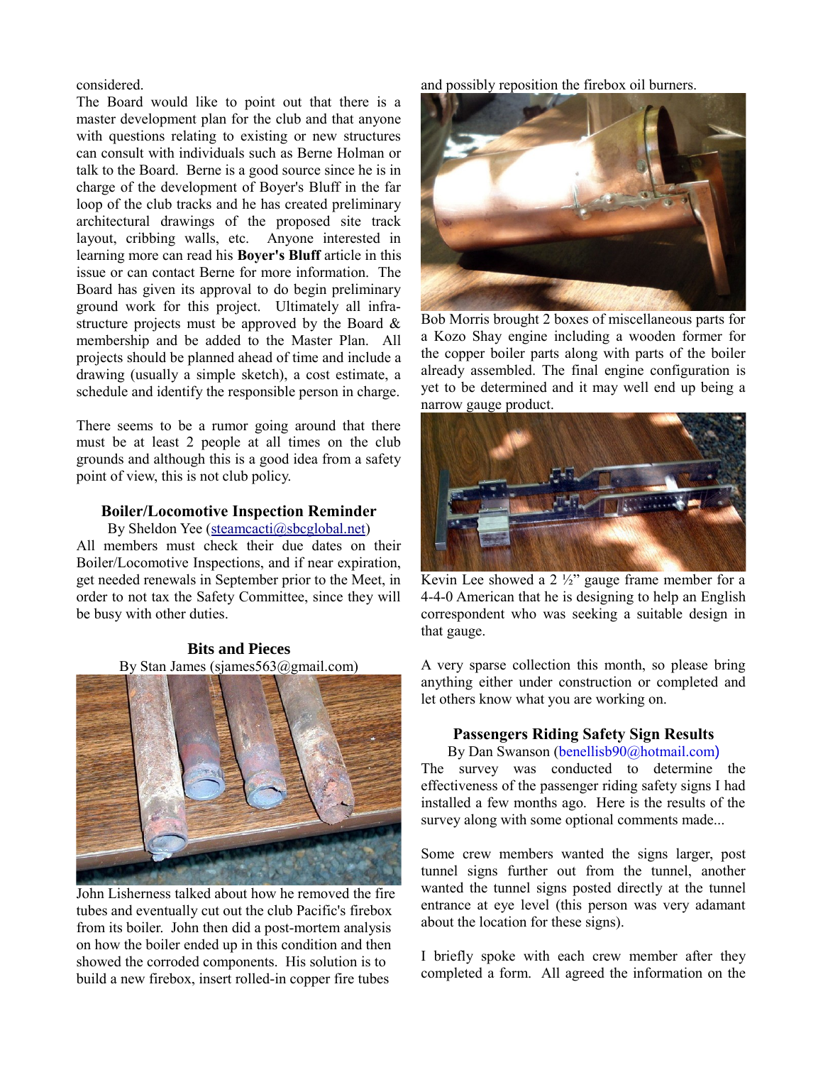considered.

The Board would like to point out that there is a master development plan for the club and that anyone with questions relating to existing or new structures can consult with individuals such as Berne Holman or talk to the Board. Berne is a good source since he is in charge of the development of Boyer's Bluff in the far loop of the club tracks and he has created preliminary architectural drawings of the proposed site track layout, cribbing walls, etc. Anyone interested in learning more can read his **Boyer's Bluff** article in this issue or can contact Berne for more information. The Board has given its approval to do begin preliminary ground work for this project. Ultimately all infra-structure projects must be approved by the Board & membership and be added to the Master Plan. All projects should be planned ahead of time and include a drawing (usually a simple sketch), a cost estimate, a schedule and identify the responsible person in charge.

There seems to be a rumor going around that there must be at least 2 people at all times on the club grounds and although this is a good idea from a safety point of view, this is not club policy.

## Boiler/Locomotive Inspection Reminder

By Sheldon Yee (steamcacti@sbcglobal.net)

All members must check their due dates on their Boiler/Locomotive Inspections, and if near expiration, get needed renewals in September prior to the Meet, in order to not tax the Safety Committee, since they will be busy with other duties.

## Bits and Pieces

By Stan James (sjames563@gmail.com)

John Lisherness talked about how he removed the fire tubes and eventually cut out the club Pacific's firebox from its boiler. John then did a post-mortem analysis on how the boiler ended up in this condition and then showed the corroded components. His solution is to build a new firebox, insert rolled-in copper fire tubes and possibly reposition the firebox oil burners.

Bob Morris brought 2 boxes of miscellaneous parts for a Kozo Shay engine including a wooden former for the copper boiler parts along with parts of the boiler already assembled. The final engine configuration is yet to be determined and it may well end up being a narrow gauge product.

Kevin Lee showed a 2 ½" gauge frame member for a 4-4-0 American that he is designing to help an English correspondent who was seeking a suitable design in that gauge.

A very sparse collection this month, so please bring anything either under construction or completed and let others know what you are working on.

## Passengers Riding Safety Sign Results

By Dan Swanson (benellisb90@hotmail.com)

The survey was conducted to determine the effectiveness of the passenger riding safety signs I had installed a few months ago. Here is the results of the survey along with some optional comments made...

Some crew members wanted the signs larger, post tunnel signs further out from the tunnel, another wanted the tunnel signs posted directly at the tunnel entrance at eye level (this person was very adamant about the location for these signs).

I briefly spoke with each crew member after they completed a form. All agreed the information on the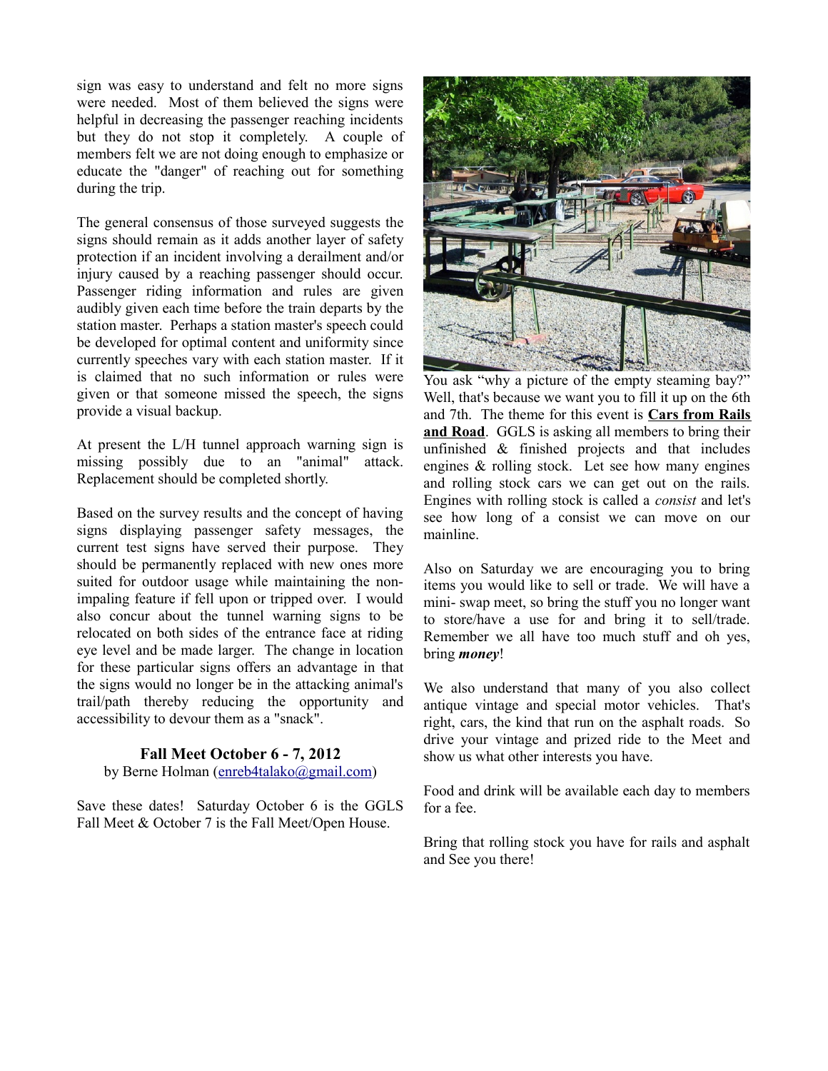sign was easy to understand and felt no more signs were needed. Most of them believed the signs were helpful in decreasing the passenger reaching incidents but they do not stop it completely. A couple of members felt we are not doing enough to emphasize or educate the "danger" of reaching out for something during the trip.

The general consensus of those surveyed suggests the signs should remain as it adds another layer of safety protection if an incident involving a derailment and/or injury caused by a reaching passenger should occur. Passenger riding information and rules are given audibly given each time before the train departs by the station master. Perhaps a station master's speech could be developed for optimal content and uniformity since currently speeches vary with each station master. If it is claimed that no such information or rules were given or that someone missed the speech, the signs provide a visual backup.

At present the L/H tunnel approach warning sign is missing possibly due to an "animal" attack. Replacement should be completed shortly.

Based on the survey results and the concept of having signs displaying passenger safety messages, the current test signs have served their purpose. They should be permanently replaced with new ones more suited for outdoor usage while maintaining the non-impaling feature if fell upon or tripped over. I would also concur about the tunnel warning signs to be relocated on both sides of the entrance face at riding eye level and be made larger. The change in location for these particular signs offers an advantage in that the signs would no longer be in the attacking animal's trail/path thereby reducing the opportunity and accessibility to devour them as a "snack".

### Fall Meet October 6 - 7, 2012

by Berne Holman (enreb4talako@gmail.com)

Save these dates! Saturday October 6 is the GGLS Fall Meet & October 7 is the Fall Meet/Open House.

You ask "why a picture of the empty steaming bay?" Well, that's because we want you to fill it up on the 6th and 7th. The theme for this event is **Cars from Rails and Road**. GGLS is asking all members to bring their unfinished & finished projects and that includes engines & rolling stock. Let see how many engines and rolling stock cars we can get out on the rails. Engines with rolling stock is called a *consist* and let's see how long of a consist we can move on our mainline.

Also on Saturday we are encouraging you to bring items you would like to sell or trade. We will have a mini- swap meet, so bring the stuff you no longer want to store/have a use for and bring it to sell/trade. Remember we all have too much stuff and oh yes, bring ***money***!

We also understand that many of you also collect antique vintage and special motor vehicles. That's right, cars, the kind that run on the asphalt roads. So drive your vintage and prized ride to the Meet and show us what other interests you have.

Food and drink will be available each day to members for a fee.

Bring that rolling stock you have for rails and asphalt and See you there!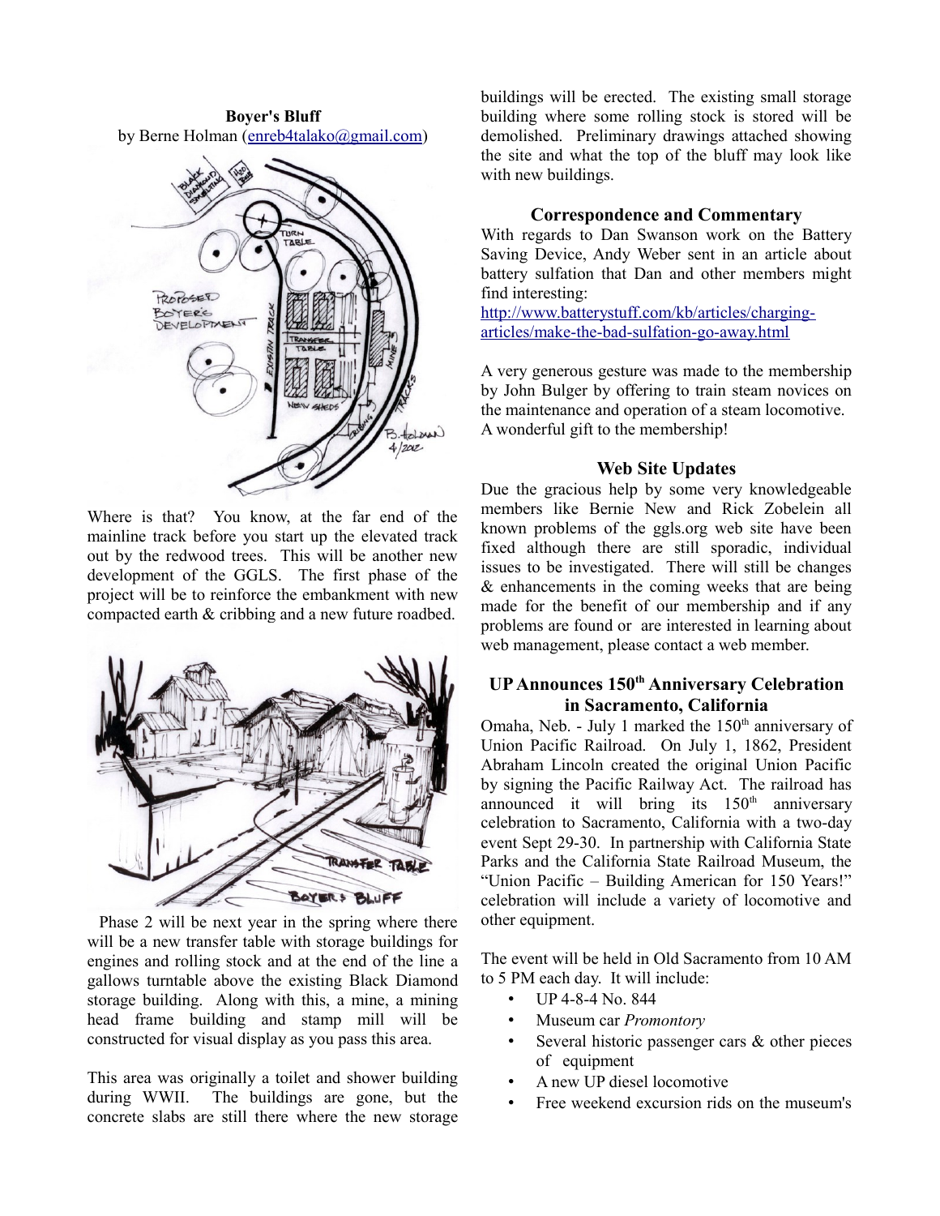**Boyer's Bluff**
by Berne Holman (enreb4talako@gmail.com)

Where is that? You know, at the far end of the mainline track before you start up the elevated track out by the redwood trees. This will be another new development of the GGLS. The first phase of the project will be to reinforce the embankment with new compacted earth & cribbing and a new future roadbed.

Phase 2 will be next year in the spring where there will be a new transfer table with storage buildings for engines and rolling stock and at the end of the line a gallows turntable above the existing Black Diamond storage building. Along with this, a mine, a mining head frame building and stamp mill will be constructed for visual display as you pass this area.

This area was originally a toilet and shower building during WWII. The buildings are gone, but the concrete slabs are still there where the new storage buildings will be erected. The existing small storage building where some rolling stock is stored will be demolished. Preliminary drawings attached showing the site and what the top of the bluff may look like with new buildings.

### Correspondence and Commentary

With regards to Dan Swanson work on the Battery Saving Device, Andy Weber sent in an article about battery sulfation that Dan and other members might find interesting:
http://www.batterystuff.com/kb/articles/charging-articles/make-the-bad-sulfation-go-away.html

A very generous gesture was made to the membership by John Bulger by offering to train steam novices on the maintenance and operation of a steam locomotive. A wonderful gift to the membership!

### Web Site Updates

Due the gracious help by some very knowledgeable members like Bernie New and Rick Zobelein all known problems of the ggls.org web site have been fixed although there are still sporadic, individual issues to be investigated. There will still be changes & enhancements in the coming weeks that are being made for the benefit of our membership and if any problems are found or are interested in learning about web management, please contact a web member.

### UP Announces 150th Anniversary Celebration in Sacramento, California

Omaha, Neb. - July 1 marked the 150th anniversary of Union Pacific Railroad. On July 1, 1862, President Abraham Lincoln created the original Union Pacific by signing the Pacific Railway Act. The railroad has announced it will bring its 150th anniversary celebration to Sacramento, California with a two-day event Sept 29-30. In partnership with California State Parks and the California State Railroad Museum, the "Union Pacific – Building American for 150 Years!" celebration will include a variety of locomotive and other equipment.

The event will be held in Old Sacramento from 10 AM to 5 PM each day. It will include:

- UP 4-8-4 No. 844
- Museum car *Promontory*
- Several historic passenger cars & other pieces of equipment
- A new UP diesel locomotive
- Free weekend excursion rids on the museum's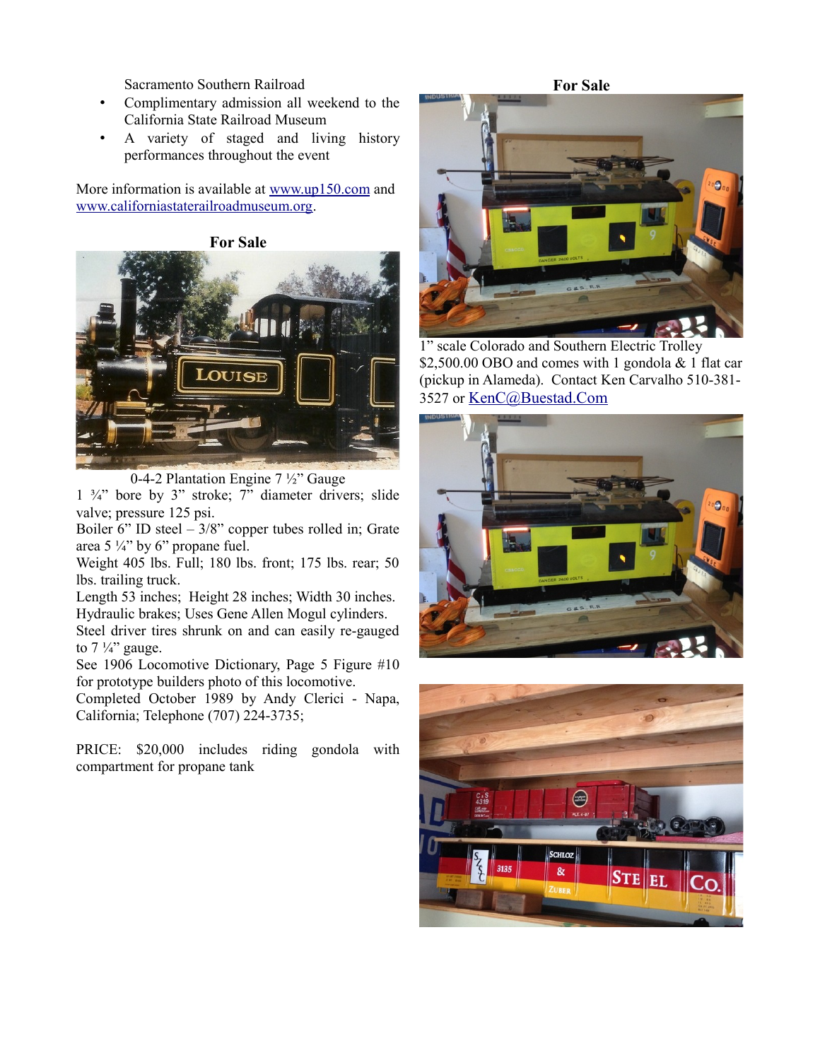Sacramento Southern Railroad

- Complimentary admission all weekend to the California State Railroad Museum
- A variety of staged and living history performances throughout the event

More information is available at www.up150.com and www.californiastaterailroadmuseum.org.

## For Sale

0-4-2 Plantation Engine 7 ½" Gauge

1 ¾" bore by 3" stroke; 7" diameter drivers; slide valve; pressure 125 psi.

Boiler 6" ID steel – 3/8" copper tubes rolled in; Grate area 5 ¼" by 6" propane fuel.

Weight 405 lbs. Full; 180 lbs. front; 175 lbs. rear; 50 lbs. trailing truck.

Length 53 inches; Height 28 inches; Width 30 inches.

Hydraulic brakes; Uses Gene Allen Mogul cylinders.

Steel driver tires shrunk on and can easily re-gauged to 7 ¼" gauge.

See 1906 Locomotive Dictionary, Page 5 Figure #10 for prototype builders photo of this locomotive.

Completed October 1989 by Andy Clerici - Napa, California; Telephone (707) 224-3735;

PRICE: $20,000 includes riding gondola with compartment for propane tank

## For Sale

1" scale Colorado and Southern Electric Trolley $2,500.00 OBO and comes with 1 gondola & 1 flat car (pickup in Alameda). Contact Ken Carvalho 510-381-3527 or KenC@Buestad.Com